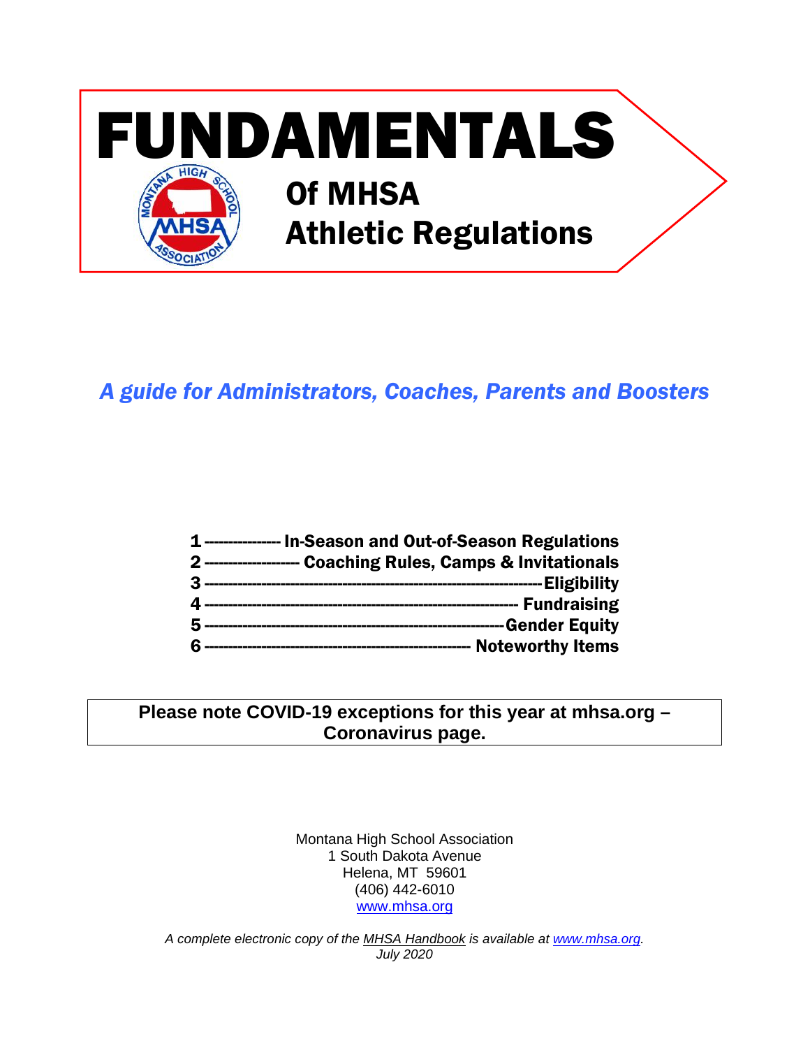# FUNDAMENTALS

## Of MHSA Athletic Regulations

*A guide for Administrators, Coaches, Parents and Boosters*

**1 --------------- In-Season and Out-of-Season Regulations**
**2 ------------------- Coaching Rules, Camps & Invitationals**
**3 ---------------------------------------------------------------- Eligibility**
**4 ------------------------------------------------------------ Fundraising**
**5 -------------------------------------------------------- Gender Equity**
**6 -------------------------------------------------- Noteworthy Items**

**Please note COVID-19 exceptions for this year at mhsa.org – Coronavirus page.**

Montana High School Association
1 South Dakota Avenue
Helena, MT 59601
(406) 442-6010
www.mhsa.org

*A complete electronic copy of the MHSA Handbook is available at www.mhsa.org.*
*July 2020*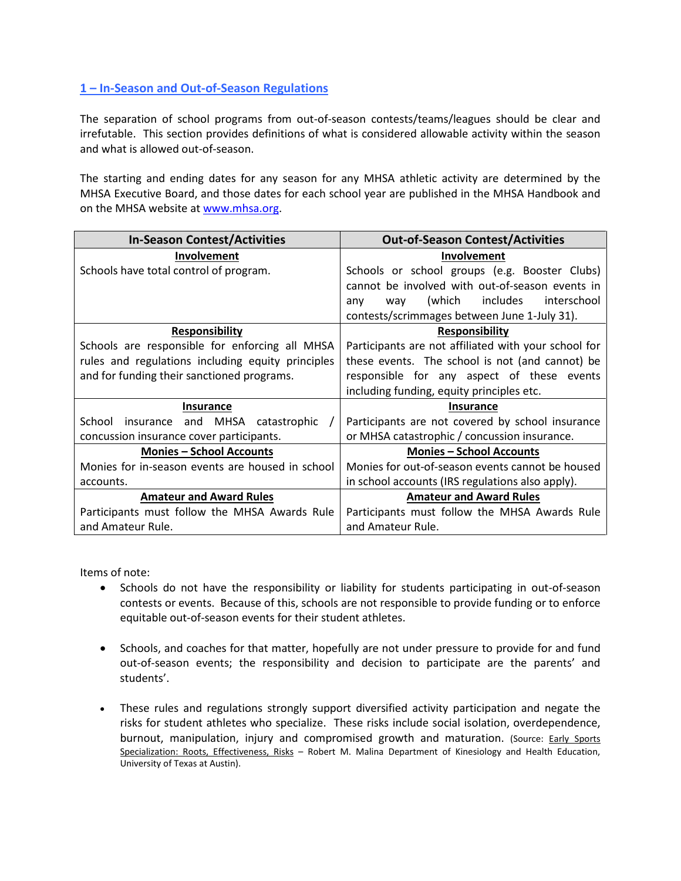## 1 – In-Season and Out-of-Season Regulations

The separation of school programs from out-of-season contests/teams/leagues should be clear and irrefutable. This section provides definitions of what is considered allowable activity within the season and what is allowed out-of-season.

The starting and ending dates for any season for any MHSA athletic activity are determined by the MHSA Executive Board, and those dates for each school year are published in the MHSA Handbook and on the MHSA website at www.mhsa.org.

| In-Season Contest/Activities | Out-of-Season Contest/Activities |
|---|---|
| **Involvement**<br>Schools have total control of program. | **Involvement**<br>Schools or school groups (e.g. Booster Clubs) cannot be involved with out-of-season events in any way (which includes interschool contests/scrimmages between June 1-July 31). |
| **Responsibility**<br>Schools are responsible for enforcing all MHSA rules and regulations including equity principles and for funding their sanctioned programs. | **Responsibility**<br>Participants are not affiliated with your school for these events. The school is not (and cannot) be responsible for any aspect of these events including funding, equity principles etc. |
| **Insurance**<br>School insurance and MHSA catastrophic / concussion insurance cover participants. | **Insurance**<br>Participants are not covered by school insurance or MHSA catastrophic / concussion insurance. |
| **Monies – School Accounts**<br>Monies for in-season events are housed in school accounts. | **Monies – School Accounts**<br>Monies for out-of-season events cannot be housed in school accounts (IRS regulations also apply). |
| **Amateur and Award Rules**<br>Participants must follow the MHSA Awards Rule and Amateur Rule. | **Amateur and Award Rules**<br>Participants must follow the MHSA Awards Rule and Amateur Rule. |

Items of note:

- Schools do not have the responsibility or liability for students participating in out-of-season contests or events. Because of this, schools are not responsible to provide funding or to enforce equitable out-of-season events for their student athletes.

- Schools, and coaches for that matter, hopefully are not under pressure to provide for and fund out-of-season events; the responsibility and decision to participate are the parents' and students'.

- These rules and regulations strongly support diversified activity participation and negate the risks for student athletes who specialize. These risks include social isolation, overdependence, burnout, manipulation, injury and compromised growth and maturation. (Source: Early Sports Specialization: Roots, Effectiveness, Risks – Robert M. Malina Department of Kinesiology and Health Education, University of Texas at Austin).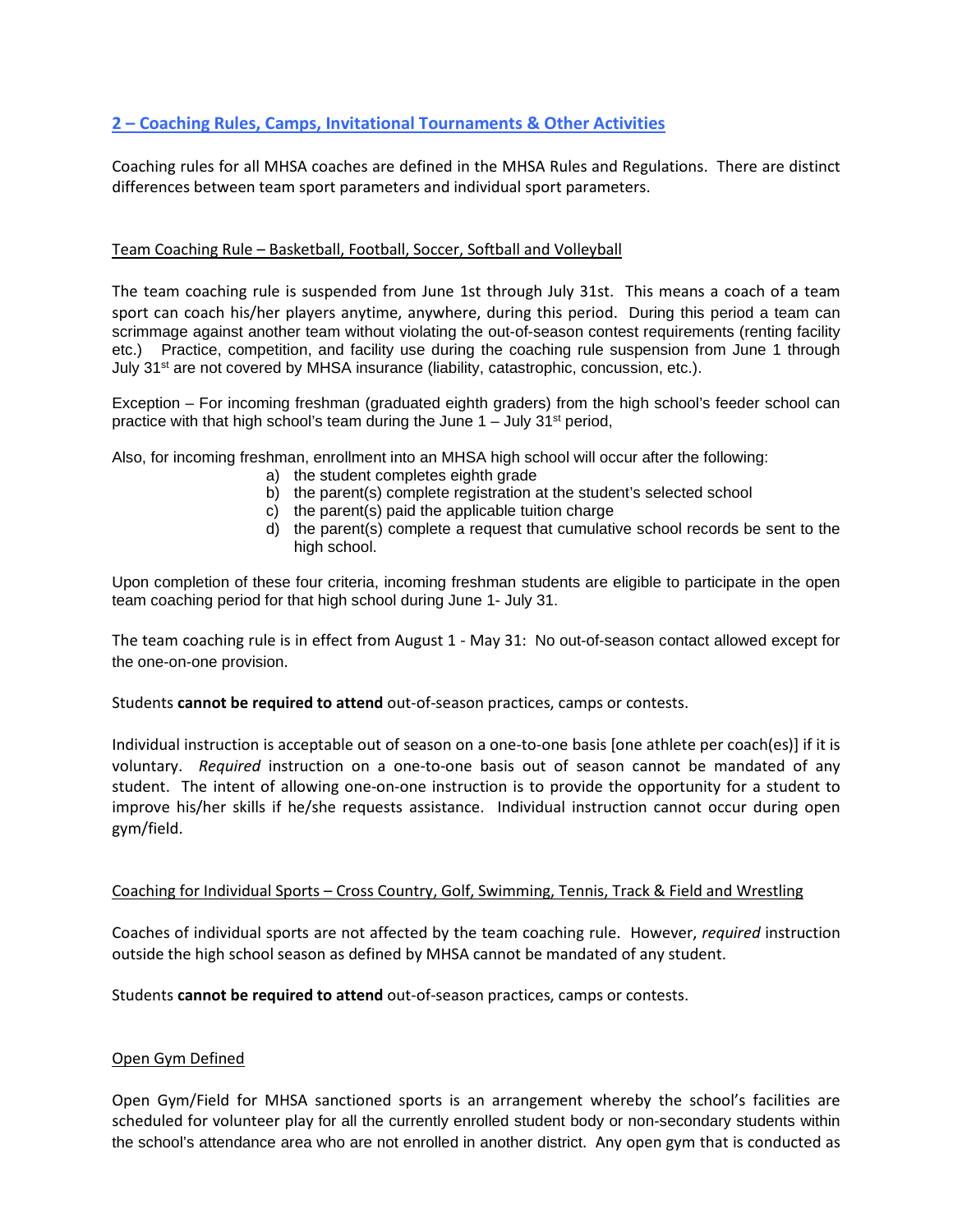## 2 – Coaching Rules, Camps, Invitational Tournaments & Other Activities

Coaching rules for all MHSA coaches are defined in the MHSA Rules and Regulations. There are distinct differences between team sport parameters and individual sport parameters.

### Team Coaching Rule – Basketball, Football, Soccer, Softball and Volleyball

The team coaching rule is suspended from June 1st through July 31st. This means a coach of a team sport can coach his/her players anytime, anywhere, during this period. During this period a team can scrimmage against another team without violating the out-of-season contest requirements (renting facility etc.) Practice, competition, and facility use during the coaching rule suspension from June 1 through July 31st are not covered by MHSA insurance (liability, catastrophic, concussion, etc.).

Exception – For incoming freshman (graduated eighth graders) from the high school's feeder school can practice with that high school's team during the June 1 – July 31st period,

Also, for incoming freshman, enrollment into an MHSA high school will occur after the following:

a) the student completes eighth grade
b) the parent(s) complete registration at the student's selected school
c) the parent(s) paid the applicable tuition charge
d) the parent(s) complete a request that cumulative school records be sent to the high school.

Upon completion of these four criteria, incoming freshman students are eligible to participate in the open team coaching period for that high school during June 1- July 31.

The team coaching rule is in effect from August 1 - May 31: No out-of-season contact allowed except for the one-on-one provision.

Students **cannot be required to attend** out-of-season practices, camps or contests.

Individual instruction is acceptable out of season on a one-to-one basis [one athlete per coach(es)] if it is voluntary. *Required* instruction on a one-to-one basis out of season cannot be mandated of any student. The intent of allowing one-on-one instruction is to provide the opportunity for a student to improve his/her skills if he/she requests assistance. Individual instruction cannot occur during open gym/field.

### Coaching for Individual Sports – Cross Country, Golf, Swimming, Tennis, Track & Field and Wrestling

Coaches of individual sports are not affected by the team coaching rule. However, *required* instruction outside the high school season as defined by MHSA cannot be mandated of any student.

Students **cannot be required to attend** out-of-season practices, camps or contests.

### Open Gym Defined

Open Gym/Field for MHSA sanctioned sports is an arrangement whereby the school's facilities are scheduled for volunteer play for all the currently enrolled student body or non-secondary students within the school's attendance area who are not enrolled in another district. Any open gym that is conducted as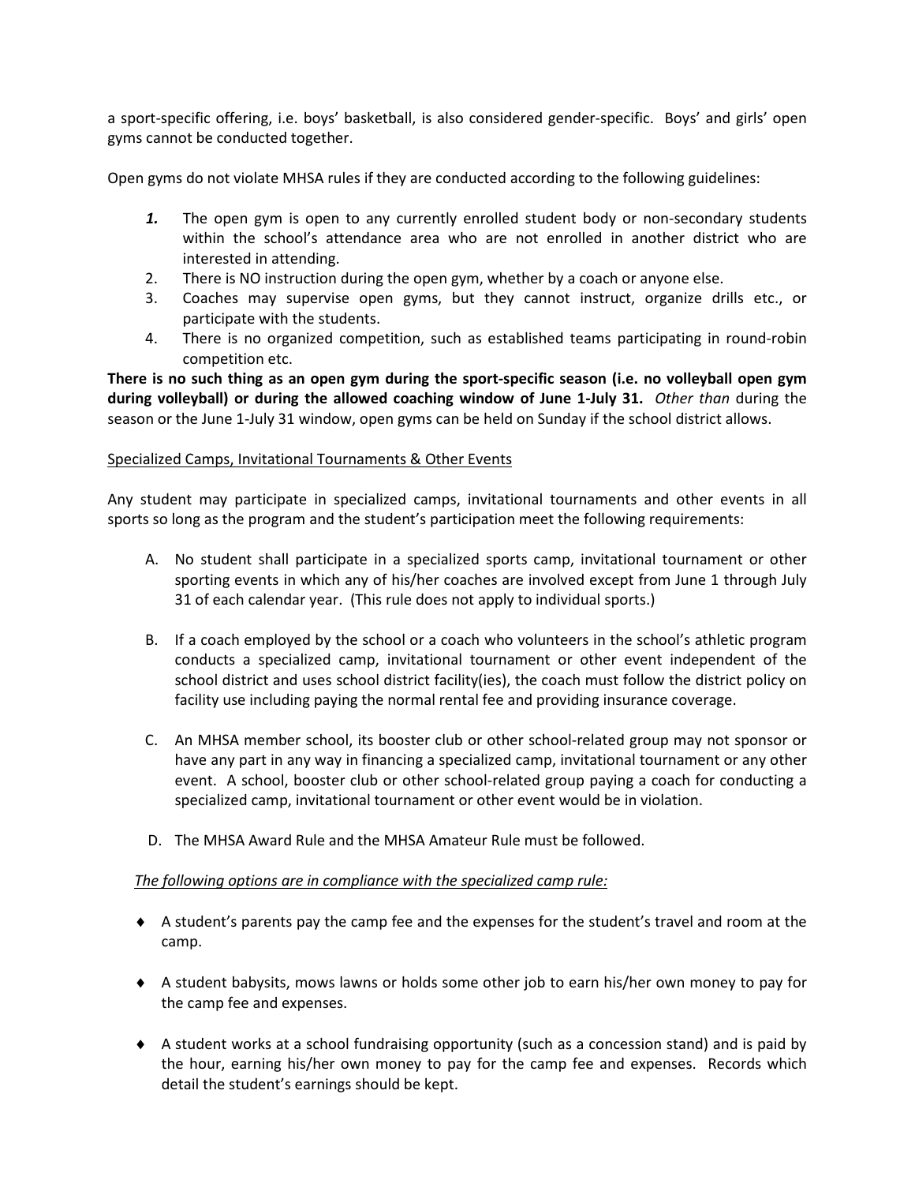a sport-specific offering, i.e. boys' basketball, is also considered gender-specific. Boys' and girls' open gyms cannot be conducted together.

Open gyms do not violate MHSA rules if they are conducted according to the following guidelines:

1. The open gym is open to any currently enrolled student body or non-secondary students within the school's attendance area who are not enrolled in another district who are interested in attending.
2. There is NO instruction during the open gym, whether by a coach or anyone else.
3. Coaches may supervise open gyms, but they cannot instruct, organize drills etc., or participate with the students.
4. There is no organized competition, such as established teams participating in round-robin competition etc.

**There is no such thing as an open gym during the sport-specific season (i.e. no volleyball open gym during volleyball) or during the allowed coaching window of June 1-July 31.** *Other than* during the season or the June 1-July 31 window, open gyms can be held on Sunday if the school district allows.

<u>Specialized Camps, Invitational Tournaments & Other Events</u>

Any student may participate in specialized camps, invitational tournaments and other events in all sports so long as the program and the student's participation meet the following requirements:

A. No student shall participate in a specialized sports camp, invitational tournament or other sporting events in which any of his/her coaches are involved except from June 1 through July 31 of each calendar year. (This rule does not apply to individual sports.)

B. If a coach employed by the school or a coach who volunteers in the school's athletic program conducts a specialized camp, invitational tournament or other event independent of the school district and uses school district facility(ies), the coach must follow the district policy on facility use including paying the normal rental fee and providing insurance coverage.

C. An MHSA member school, its booster club or other school-related group may not sponsor or have any part in any way in financing a specialized camp, invitational tournament or any other event. A school, booster club or other school-related group paying a coach for conducting a specialized camp, invitational tournament or other event would be in violation.

D. The MHSA Award Rule and the MHSA Amateur Rule must be followed.

*<u>The following options are in compliance with the specialized camp rule:</u>*

- A student's parents pay the camp fee and the expenses for the student's travel and room at the camp.
- A student babysits, mows lawns or holds some other job to earn his/her own money to pay for the camp fee and expenses.
- A student works at a school fundraising opportunity (such as a concession stand) and is paid by the hour, earning his/her own money to pay for the camp fee and expenses. Records which detail the student's earnings should be kept.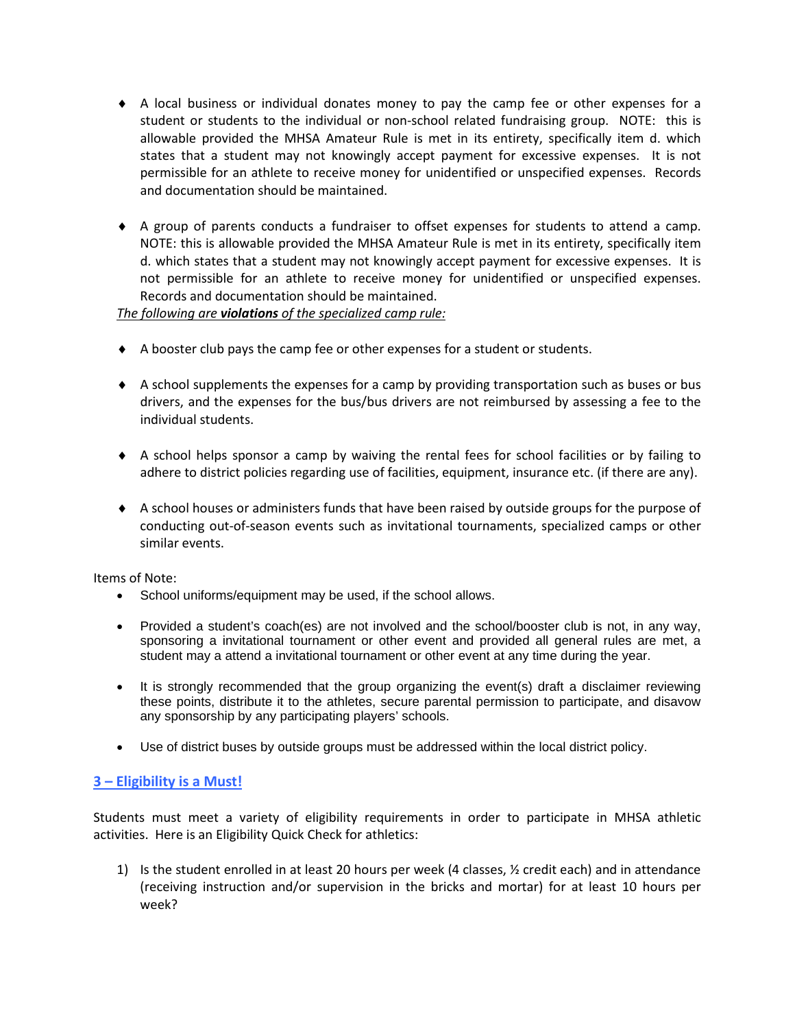- A local business or individual donates money to pay the camp fee or other expenses for a student or students to the individual or non-school related fundraising group. NOTE: this is allowable provided the MHSA Amateur Rule is met in its entirety, specifically item d. which states that a student may not knowingly accept payment for excessive expenses. It is not permissible for an athlete to receive money for unidentified or unspecified expenses. Records and documentation should be maintained.

- A group of parents conducts a fundraiser to offset expenses for students to attend a camp. NOTE: this is allowable provided the MHSA Amateur Rule is met in its entirety, specifically item d. which states that a student may not knowingly accept payment for excessive expenses. It is not permissible for an athlete to receive money for unidentified or unspecified expenses. Records and documentation should be maintained.

*<u>The following are **violations** of the specialized camp rule:</u>*

- A booster club pays the camp fee or other expenses for a student or students.

- A school supplements the expenses for a camp by providing transportation such as buses or bus drivers, and the expenses for the bus/bus drivers are not reimbursed by assessing a fee to the individual students.

- A school helps sponsor a camp by waiving the rental fees for school facilities or by failing to adhere to district policies regarding use of facilities, equipment, insurance etc. (if there are any).

- A school houses or administers funds that have been raised by outside groups for the purpose of conducting out-of-season events such as invitational tournaments, specialized camps or other similar events.

Items of Note:

- School uniforms/equipment may be used, if the school allows.

- Provided a student's coach(es) are not involved and the school/booster club is not, in any way, sponsoring a invitational tournament or other event and provided all general rules are met, a student may a attend a invitational tournament or other event at any time during the year.

- It is strongly recommended that the group organizing the event(s) draft a disclaimer reviewing these points, distribute it to the athletes, secure parental permission to participate, and disavow any sponsorship by any participating players' schools.

- Use of district buses by outside groups must be addressed within the local district policy.

## 3 – Eligibility is a Must!

Students must meet a variety of eligibility requirements in order to participate in MHSA athletic activities. Here is an Eligibility Quick Check for athletics:

1) Is the student enrolled in at least 20 hours per week (4 classes, ½ credit each) and in attendance (receiving instruction and/or supervision in the bricks and mortar) for at least 10 hours per week?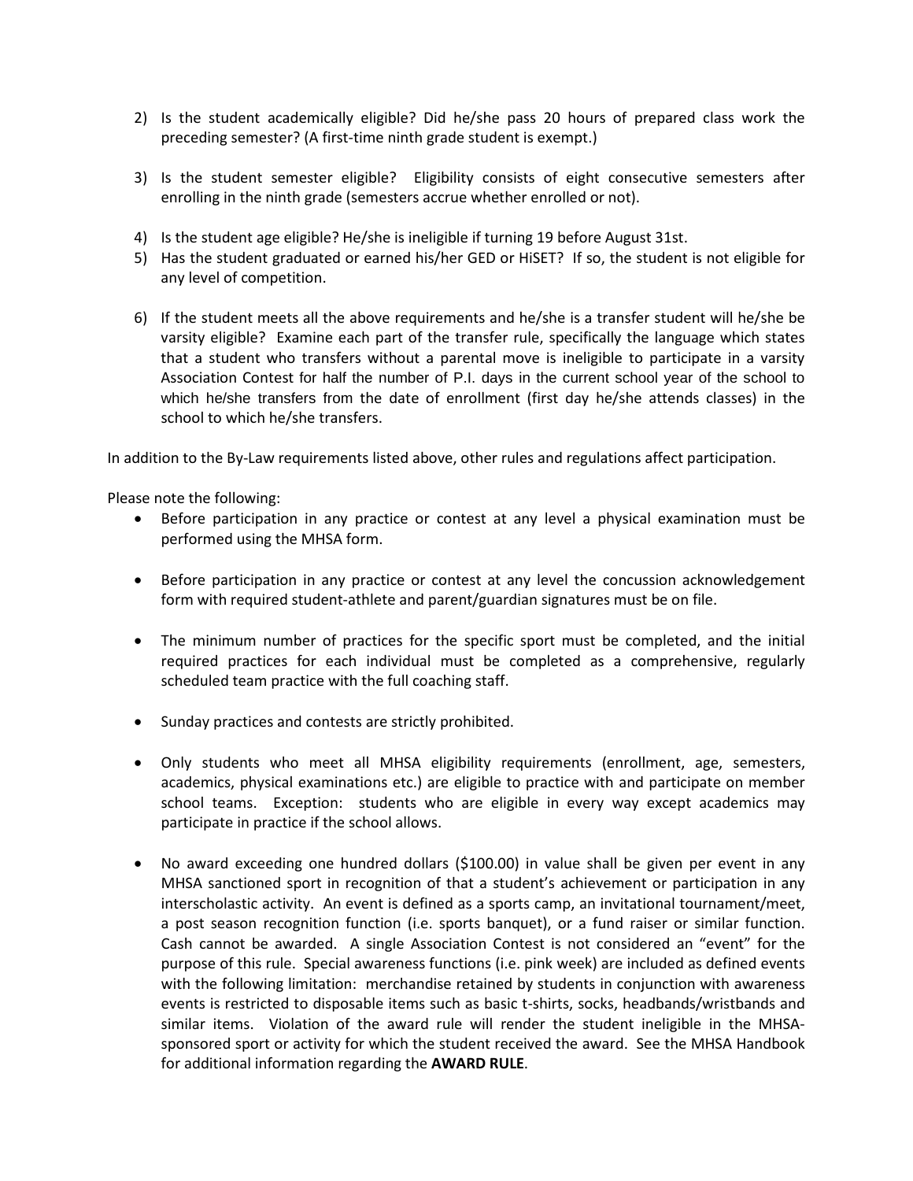2) Is the student academically eligible? Did he/she pass 20 hours of prepared class work the preceding semester? (A first-time ninth grade student is exempt.)

3) Is the student semester eligible? Eligibility consists of eight consecutive semesters after enrolling in the ninth grade (semesters accrue whether enrolled or not).

4) Is the student age eligible? He/she is ineligible if turning 19 before August 31st.

5) Has the student graduated or earned his/her GED or HiSET? If so, the student is not eligible for any level of competition.

6) If the student meets all the above requirements and he/she is a transfer student will he/she be varsity eligible? Examine each part of the transfer rule, specifically the language which states that a student who transfers without a parental move is ineligible to participate in a varsity Association Contest for half the number of P.I. days in the current school year of the school to which he/she transfers from the date of enrollment (first day he/she attends classes) in the school to which he/she transfers.

In addition to the By-Law requirements listed above, other rules and regulations affect participation.

Please note the following:

- Before participation in any practice or contest at any level a physical examination must be performed using the MHSA form.

- Before participation in any practice or contest at any level the concussion acknowledgement form with required student-athlete and parent/guardian signatures must be on file.

- The minimum number of practices for the specific sport must be completed, and the initial required practices for each individual must be completed as a comprehensive, regularly scheduled team practice with the full coaching staff.

- Sunday practices and contests are strictly prohibited.

- Only students who meet all MHSA eligibility requirements (enrollment, age, semesters, academics, physical examinations etc.) are eligible to practice with and participate on member school teams. Exception: students who are eligible in every way except academics may participate in practice if the school allows.

- No award exceeding one hundred dollars ($100.00) in value shall be given per event in any MHSA sanctioned sport in recognition of that a student's achievement or participation in any interscholastic activity. An event is defined as a sports camp, an invitational tournament/meet, a post season recognition function (i.e. sports banquet), or a fund raiser or similar function. Cash cannot be awarded. A single Association Contest is not considered an "event" for the purpose of this rule. Special awareness functions (i.e. pink week) are included as defined events with the following limitation: merchandise retained by students in conjunction with awareness events is restricted to disposable items such as basic t-shirts, socks, headbands/wristbands and similar items. Violation of the award rule will render the student ineligible in the MHSA-sponsored sport or activity for which the student received the award. See the MHSA Handbook for additional information regarding the **AWARD RULE**.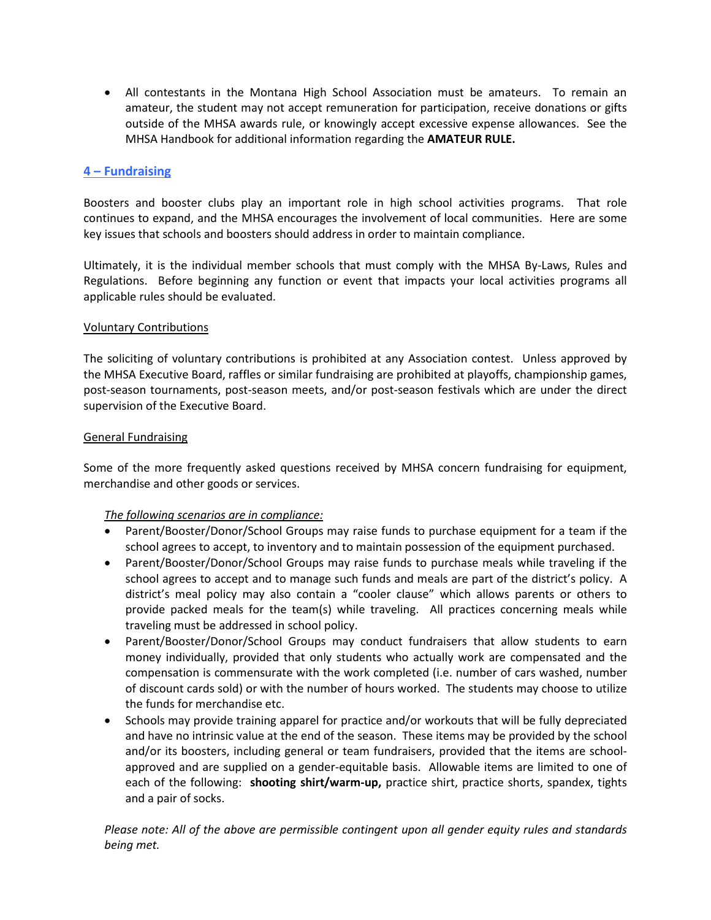- All contestants in the Montana High School Association must be amateurs. To remain an amateur, the student may not accept remuneration for participation, receive donations or gifts outside of the MHSA awards rule, or knowingly accept excessive expense allowances. See the MHSA Handbook for additional information regarding the **AMATEUR RULE.**

## 4 – Fundraising

Boosters and booster clubs play an important role in high school activities programs. That role continues to expand, and the MHSA encourages the involvement of local communities. Here are some key issues that schools and boosters should address in order to maintain compliance.

Ultimately, it is the individual member schools that must comply with the MHSA By-Laws, Rules and Regulations. Before beginning any function or event that impacts your local activities programs all applicable rules should be evaluated.

### Voluntary Contributions

The soliciting of voluntary contributions is prohibited at any Association contest. Unless approved by the MHSA Executive Board, raffles or similar fundraising are prohibited at playoffs, championship games, post-season tournaments, post-season meets, and/or post-season festivals which are under the direct supervision of the Executive Board.

### General Fundraising

Some of the more frequently asked questions received by MHSA concern fundraising for equipment, merchandise and other goods or services.

*The following scenarios are in compliance:*

- Parent/Booster/Donor/School Groups may raise funds to purchase equipment for a team if the school agrees to accept, to inventory and to maintain possession of the equipment purchased.
- Parent/Booster/Donor/School Groups may raise funds to purchase meals while traveling if the school agrees to accept and to manage such funds and meals are part of the district's policy. A district's meal policy may also contain a "cooler clause" which allows parents or others to provide packed meals for the team(s) while traveling. All practices concerning meals while traveling must be addressed in school policy.
- Parent/Booster/Donor/School Groups may conduct fundraisers that allow students to earn money individually, provided that only students who actually work are compensated and the compensation is commensurate with the work completed (i.e. number of cars washed, number of discount cards sold) or with the number of hours worked. The students may choose to utilize the funds for merchandise etc.
- Schools may provide training apparel for practice and/or workouts that will be fully depreciated and have no intrinsic value at the end of the season. These items may be provided by the school and/or its boosters, including general or team fundraisers, provided that the items are school-approved and are supplied on a gender-equitable basis. Allowable items are limited to one of each of the following: **shooting shirt/warm-up,** practice shirt, practice shorts, spandex, tights and a pair of socks.

*Please note: All of the above are permissible contingent upon all gender equity rules and standards being met.*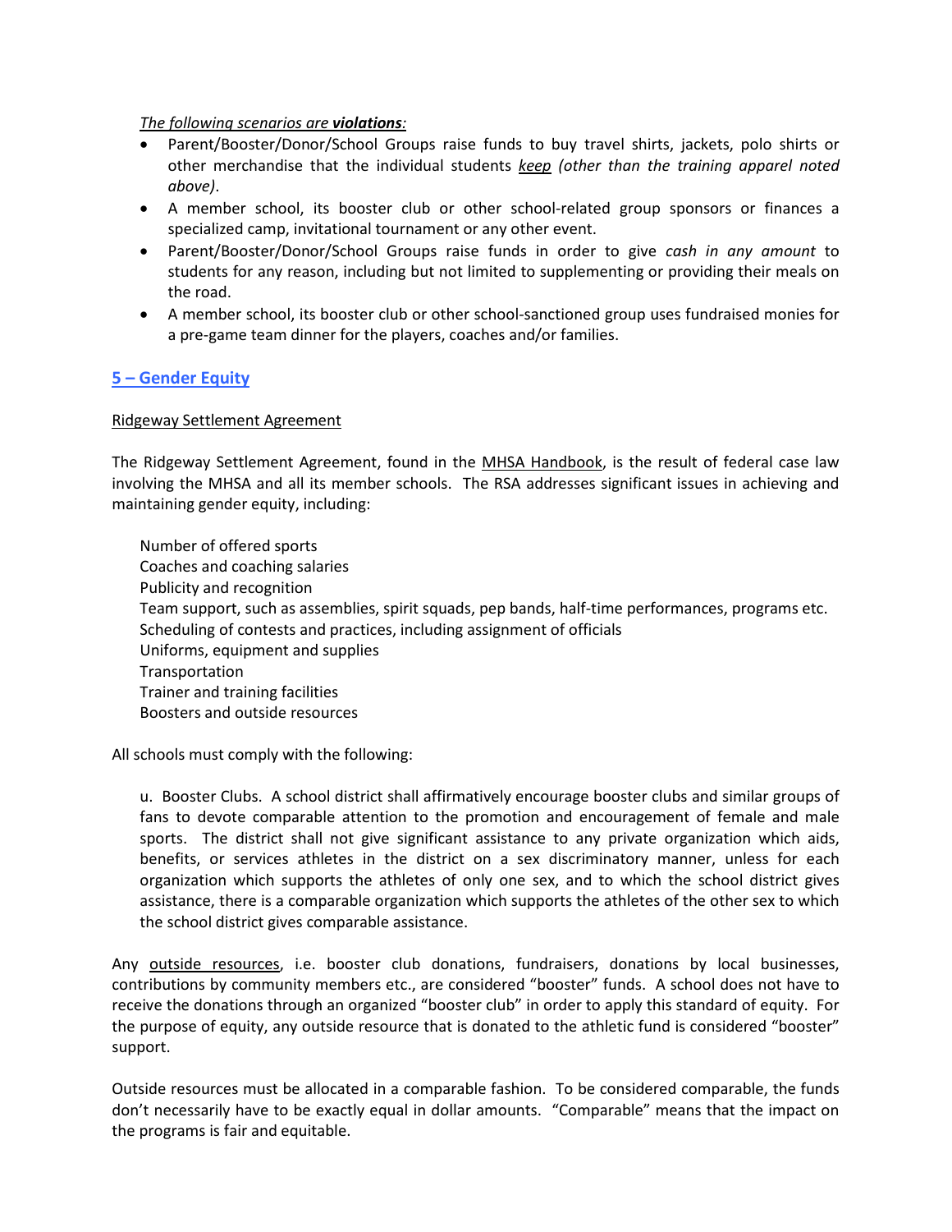*<u>The following scenarios are **violations**</u>:*

- Parent/Booster/Donor/School Groups raise funds to buy travel shirts, jackets, polo shirts or other merchandise that the individual students *<u>keep</u>* *(other than the training apparel noted above)*.
- A member school, its booster club or other school-related group sponsors or finances a specialized camp, invitational tournament or any other event.
- Parent/Booster/Donor/School Groups raise funds in order to give *cash in any amount* to students for any reason, including but not limited to supplementing or providing their meals on the road.
- A member school, its booster club or other school-sanctioned group uses fundraised monies for a pre-game team dinner for the players, coaches and/or families.

## 5 – Gender Equity

<u>Ridgeway Settlement Agreement</u>

The Ridgeway Settlement Agreement, found in the <u>MHSA Handbook</u>, is the result of federal case law involving the MHSA and all its member schools. The RSA addresses significant issues in achieving and maintaining gender equity, including:

Number of offered sports
Coaches and coaching salaries
Publicity and recognition
Team support, such as assemblies, spirit squads, pep bands, half-time performances, programs etc.
Scheduling of contests and practices, including assignment of officials
Uniforms, equipment and supplies
Transportation
Trainer and training facilities
Boosters and outside resources

All schools must comply with the following:

> u. Booster Clubs. A school district shall affirmatively encourage booster clubs and similar groups of fans to devote comparable attention to the promotion and encouragement of female and male sports. The district shall not give significant assistance to any private organization which aids, benefits, or services athletes in the district on a sex discriminatory manner, unless for each organization which supports the athletes of only one sex, and to which the school district gives assistance, there is a comparable organization which supports the athletes of the other sex to which the school district gives comparable assistance.

Any <u>outside resources</u>, i.e. booster club donations, fundraisers, donations by local businesses, contributions by community members etc., are considered "booster" funds. A school does not have to receive the donations through an organized "booster club" in order to apply this standard of equity. For the purpose of equity, any outside resource that is donated to the athletic fund is considered "booster" support.

Outside resources must be allocated in a comparable fashion. To be considered comparable, the funds don't necessarily have to be exactly equal in dollar amounts. "Comparable" means that the impact on the programs is fair and equitable.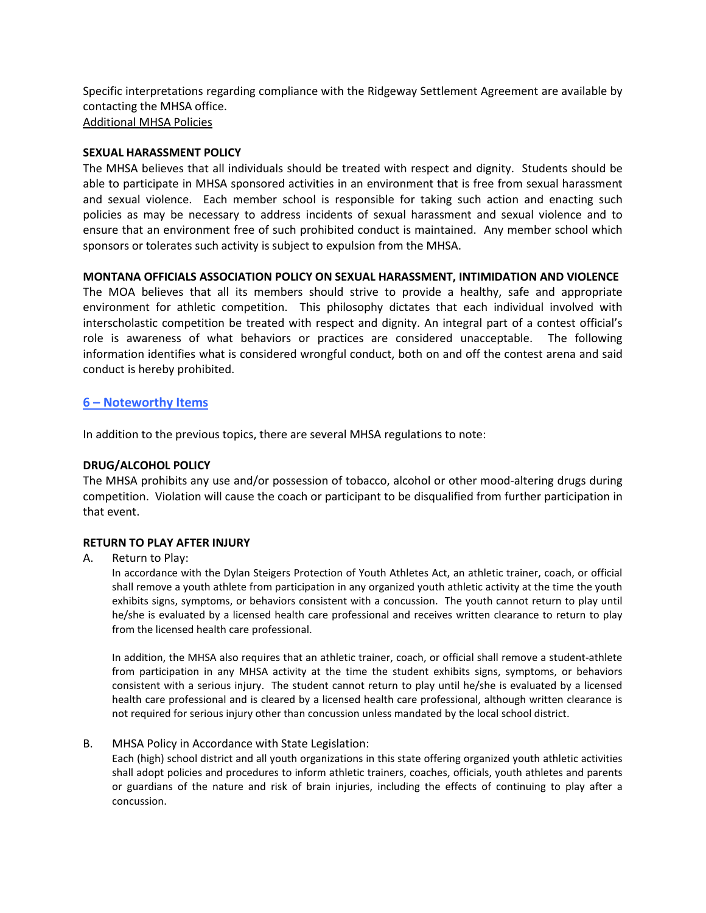Specific interpretations regarding compliance with the Ridgeway Settlement Agreement are available by contacting the MHSA office.
Additional MHSA Policies

**SEXUAL HARASSMENT POLICY**

The MHSA believes that all individuals should be treated with respect and dignity. Students should be able to participate in MHSA sponsored activities in an environment that is free from sexual harassment and sexual violence. Each member school is responsible for taking such action and enacting such policies as may be necessary to address incidents of sexual harassment and sexual violence and to ensure that an environment free of such prohibited conduct is maintained. Any member school which sponsors or tolerates such activity is subject to expulsion from the MHSA.

**MONTANA OFFICIALS ASSOCIATION POLICY ON SEXUAL HARASSMENT, INTIMIDATION AND VIOLENCE**

The MOA believes that all its members should strive to provide a healthy, safe and appropriate environment for athletic competition. This philosophy dictates that each individual involved with interscholastic competition be treated with respect and dignity. An integral part of a contest official's role is awareness of what behaviors or practices are considered unacceptable. The following information identifies what is considered wrongful conduct, both on and off the contest arena and said conduct is hereby prohibited.

## 6 – Noteworthy Items

In addition to the previous topics, there are several MHSA regulations to note:

**DRUG/ALCOHOL POLICY**

The MHSA prohibits any use and/or possession of tobacco, alcohol or other mood-altering drugs during competition. Violation will cause the coach or participant to be disqualified from further participation in that event.

**RETURN TO PLAY AFTER INJURY**

A. Return to Play:

In accordance with the Dylan Steigers Protection of Youth Athletes Act, an athletic trainer, coach, or official shall remove a youth athlete from participation in any organized youth athletic activity at the time the youth exhibits signs, symptoms, or behaviors consistent with a concussion. The youth cannot return to play until he/she is evaluated by a licensed health care professional and receives written clearance to return to play from the licensed health care professional.

In addition, the MHSA also requires that an athletic trainer, coach, or official shall remove a student-athlete from participation in any MHSA activity at the time the student exhibits signs, symptoms, or behaviors consistent with a serious injury. The student cannot return to play until he/she is evaluated by a licensed health care professional and is cleared by a licensed health care professional, although written clearance is not required for serious injury other than concussion unless mandated by the local school district.

B. MHSA Policy in Accordance with State Legislation:

Each (high) school district and all youth organizations in this state offering organized youth athletic activities shall adopt policies and procedures to inform athletic trainers, coaches, officials, youth athletes and parents or guardians of the nature and risk of brain injuries, including the effects of continuing to play after a concussion.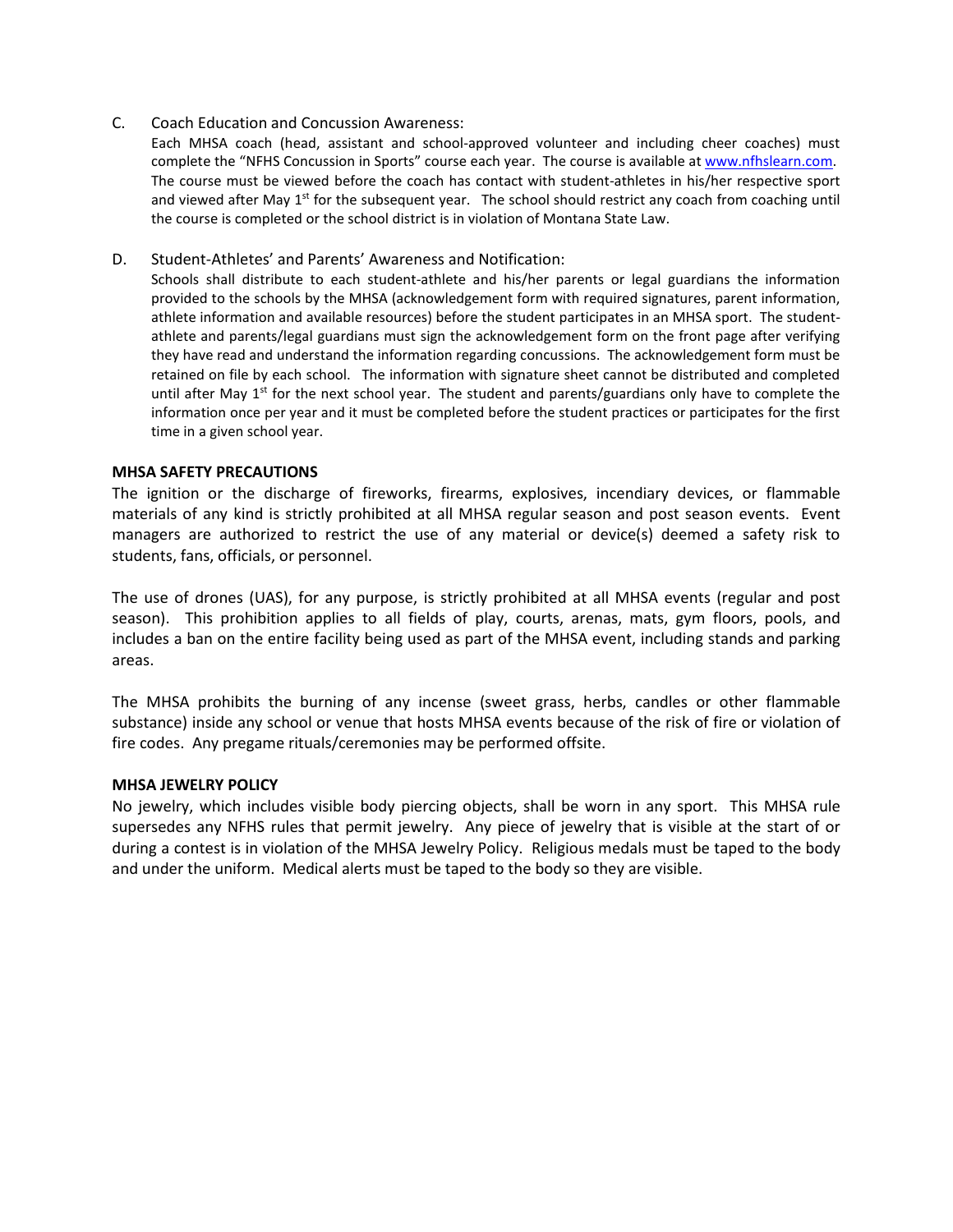C. Coach Education and Concussion Awareness:

Each MHSA coach (head, assistant and school-approved volunteer and including cheer coaches) must complete the "NFHS Concussion in Sports" course each year. The course is available at www.nfhslearn.com. The course must be viewed before the coach has contact with student-athletes in his/her respective sport and viewed after May 1st for the subsequent year. The school should restrict any coach from coaching until the course is completed or the school district is in violation of Montana State Law.

D. Student-Athletes' and Parents' Awareness and Notification:

Schools shall distribute to each student-athlete and his/her parents or legal guardians the information provided to the schools by the MHSA (acknowledgement form with required signatures, parent information, athlete information and available resources) before the student participates in an MHSA sport. The student-athlete and parents/legal guardians must sign the acknowledgement form on the front page after verifying they have read and understand the information regarding concussions. The acknowledgement form must be retained on file by each school. The information with signature sheet cannot be distributed and completed until after May 1st for the next school year. The student and parents/guardians only have to complete the information once per year and it must be completed before the student practices or participates for the first time in a given school year.

**MHSA SAFETY PRECAUTIONS**

The ignition or the discharge of fireworks, firearms, explosives, incendiary devices, or flammable materials of any kind is strictly prohibited at all MHSA regular season and post season events. Event managers are authorized to restrict the use of any material or device(s) deemed a safety risk to students, fans, officials, or personnel.

The use of drones (UAS), for any purpose, is strictly prohibited at all MHSA events (regular and post season). This prohibition applies to all fields of play, courts, arenas, mats, gym floors, pools, and includes a ban on the entire facility being used as part of the MHSA event, including stands and parking areas.

The MHSA prohibits the burning of any incense (sweet grass, herbs, candles or other flammable substance) inside any school or venue that hosts MHSA events because of the risk of fire or violation of fire codes. Any pregame rituals/ceremonies may be performed offsite.

**MHSA JEWELRY POLICY**

No jewelry, which includes visible body piercing objects, shall be worn in any sport. This MHSA rule supersedes any NFHS rules that permit jewelry. Any piece of jewelry that is visible at the start of or during a contest is in violation of the MHSA Jewelry Policy. Religious medals must be taped to the body and under the uniform. Medical alerts must be taped to the body so they are visible.